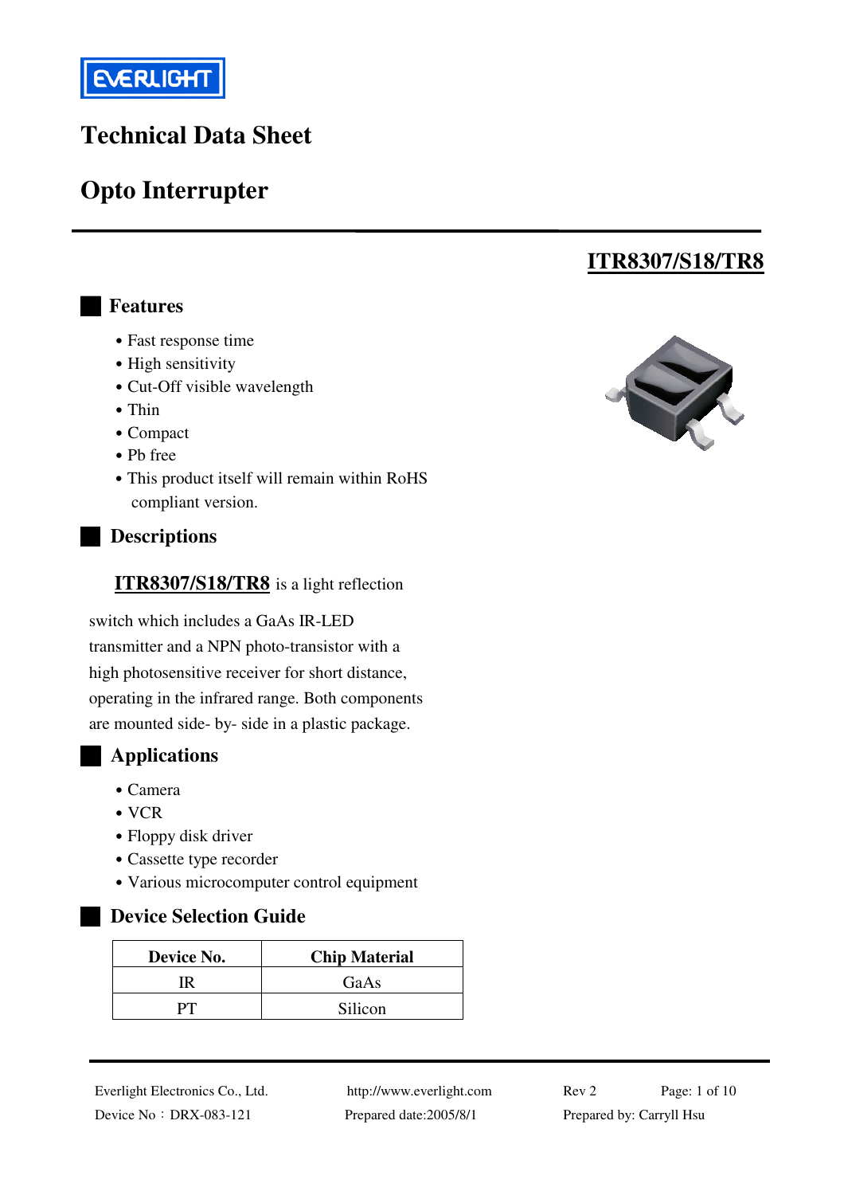EVERLIGHT

# Technical Data Sheet

# Opto Interrupter

## ITR8307/S18/TR8

## Features

- Fast response time
- High sensitivity
- Cut-Off visible wavelength
- Thin
- Compact
- Pb free
- This product itself will remain within RoHS compliant version.

## Descriptions

**ITR8307/S18/TR8** is a light reflection switch which includes a GaAs IR-LED transmitter and a NPN photo-transistor with a high photosensitive receiver for short distance, operating in the infrared range. Both components are mounted side- by- side in a plastic package.

## Applications

- Camera
- VCR
- Floppy disk driver
- Cassette type recorder
- Various microcomputer control equipment

## Device Selection Guide

| Device No. | Chip Material |
|---|---|
| IR | GaAs |
| PT | Silicon |

Everlight Electronics Co., Ltd. http://www.everlight.com Rev 2

Device No：DRX-083-121 Prepared date:2005/8/1 Prepared by: Carryll Hsu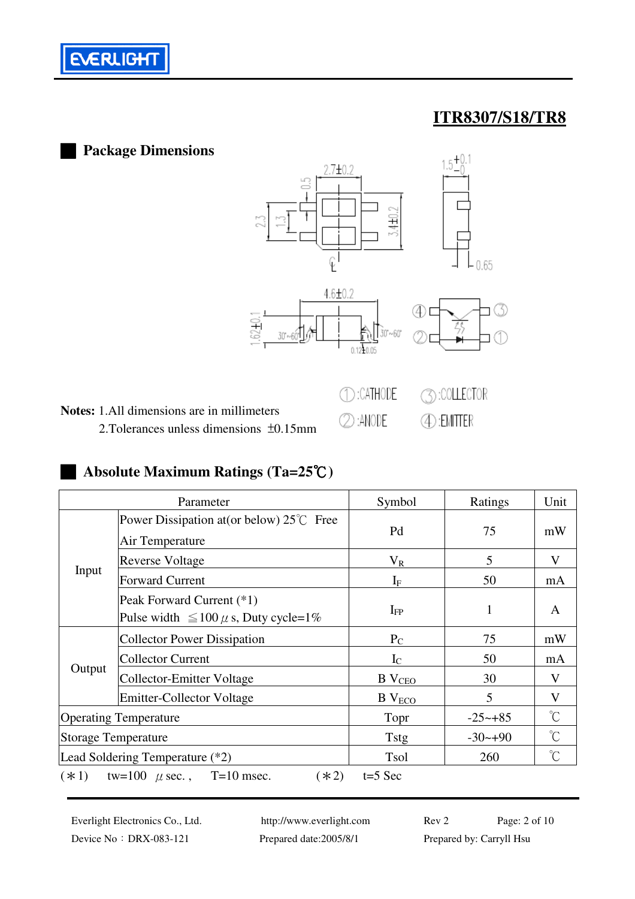# ITR8307/S18/TR8

## Package Dimensions

①:CATHODE ③:COLLECTOR

②:ANODE ④:EMITTER

**Notes:** 1.All dimensions are in millimeters

2.Tolerances unless dimensions ±0.15mm

## Absolute Maximum Ratings (Ta=25℃)

| Parameter | | Symbol | Ratings | Unit |
|---|---|---|---|---|
| Input | Power Dissipation at(or below) 25℃ Free Air Temperature | Pd | 75 | mW |
| | Reverse Voltage | $V_R$ | 5 | V |
| | Forward Current | $I_F$ | 50 | mA |
| | Peak Forward Current (*1) Pulse width ≦100 μs, Duty cycle=1% | $I_{FP}$ | 1 | A |
| Output | Collector Power Dissipation | $P_C$ | 75 | mW |
| | Collector Current | $I_C$ | 50 | mA |
| | Collector-Emitter Voltage | B $V_{CEO}$ | 30 | V |
| | Emitter-Collector Voltage | B $V_{ECO}$ | 5 | V |
| Operating Temperature | | Topr | -25~+85 | ℃ |
| Storage Temperature | | Tstg | -30~+90 | ℃ |
| Lead Soldering Temperature (*2) | | Tsol | 260 | ℃ |

(*1) tw=100 μsec. , T=10 msec. (*2) t=5 Sec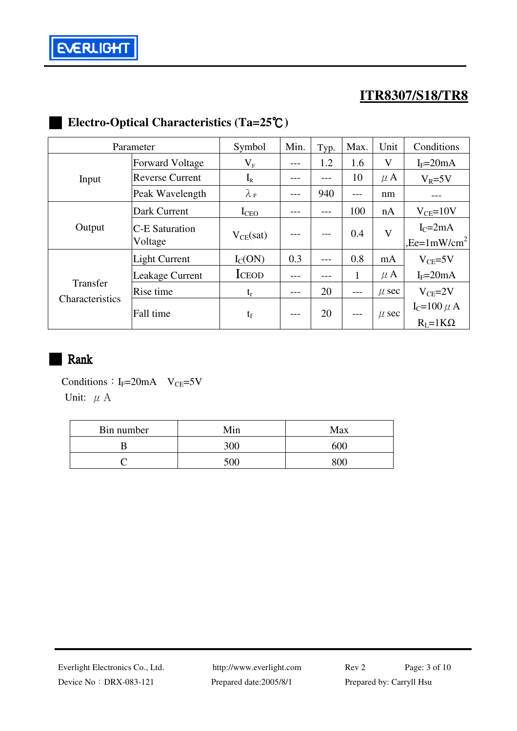# ITR8307/S18/TR8

## Electro-Optical Characteristics (Ta=25℃)

| Parameter | | Symbol | Min. | Typ. | Max. | Unit | Conditions |
|---|---|---|---|---|---|---|---|
| Input | Forward Voltage | $V_F$ | --- | 1.2 | 1.6 | V | $I_F$=20mA |
| | Reverse Current | $I_R$ | --- | --- | 10 | μA | $V_R$=5V |
| | Peak Wavelength | $\lambda_P$ | --- | 940 | --- | nm | --- |
| Output | Dark Current | $I_{CEO}$ | --- | --- | 100 | nA | $V_{CE}$=10V |
| | C-E Saturation Voltage | $V_{CE}(sat)$ | --- | --- | 0.4 | V | $I_C$=2mA ,Ee=1mW/cm$^2$ |
| Transfer Characteristics | Light Current | $I_C(ON)$ | 0.3 | --- | 0.8 | mA | $V_{CE}$=5V |
| | Leakage Current | $I_{CEOD}$ | --- | --- | 1 | μA | $I_F$=20mA |
| | Rise time | $t_r$ | --- | 20 | --- | μsec | $V_{CE}$=2V $I_C$=100μA $R_L$=1KΩ |
| | Fall time | $t_f$ | --- | 20 | --- | μsec | |

## Rank

Conditions：$I_F$=20mA $V_{CE}$=5V

Unit: μA

| Bin number | Min | Max |
|---|---|---|
| B | 300 | 600 |
| C | 500 | 800 |

Everlight Electronics Co., Ltd. http://www.everlight.com Rev 2

Device No：DRX-083-121 Prepared date:2005/8/1 Prepared by: Carryll Hsu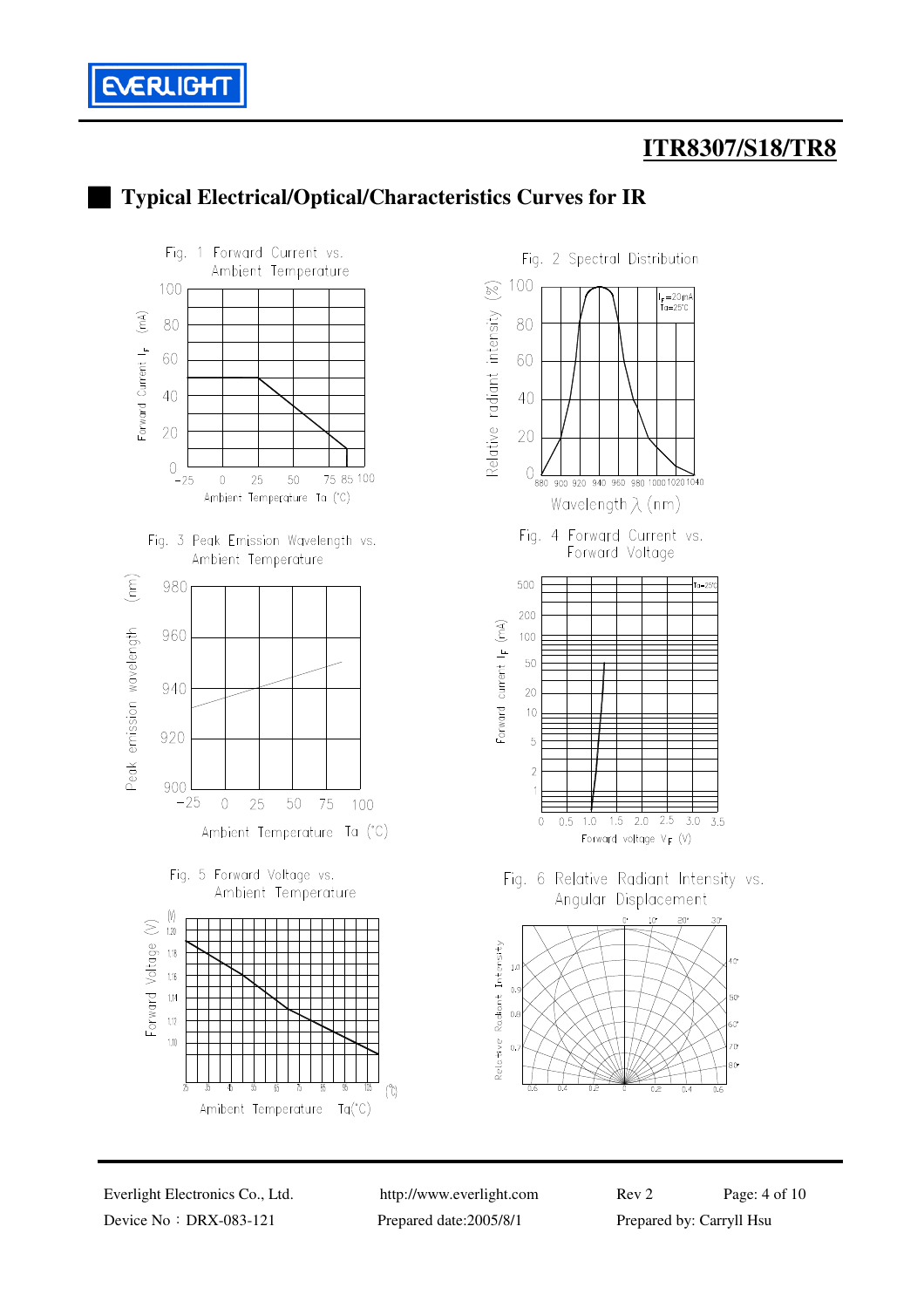## Typical Electrical/Optical/Characteristics Curves for IR

Fig. 1 Forward Current vs. Ambient Temperature

Fig. 2 Spectral Distribution

Fig. 3 Peak Emission Wavelength vs. Ambient Temperature

Fig. 4 Forward Current vs. Forward Voltage

Fig. 5 Forward Voltage vs. Ambient Temperature

Fig. 6 Relative Radiant Intensity vs. Angular Displacement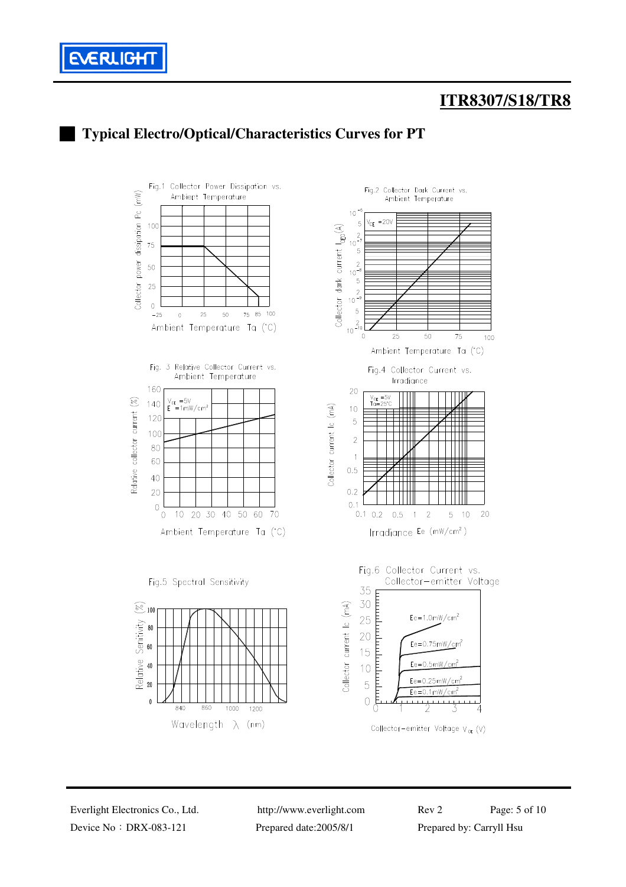# ITR8307/S18/TR8

## Typical Electro/Optical/Characteristics Curves for PT

Fig.1 Collector Power Dissipation vs. Ambient Temperature

Fig.2 Collector Dark Current vs. Ambient Temperature

Fig. 3 Relative Collector Current vs. Ambient Temperature

Fig.4 Collector Current vs. Irradiance

Fig.5 Spectral Sensitivity

Fig.6 Collector Current vs. Collector-emitter Voltage

Everlight Electronics Co., Ltd. http://www.everlight.com Rev 2

Device No：DRX-083-121 Prepared date:2005/8/1 Prepared by: Carryll Hsu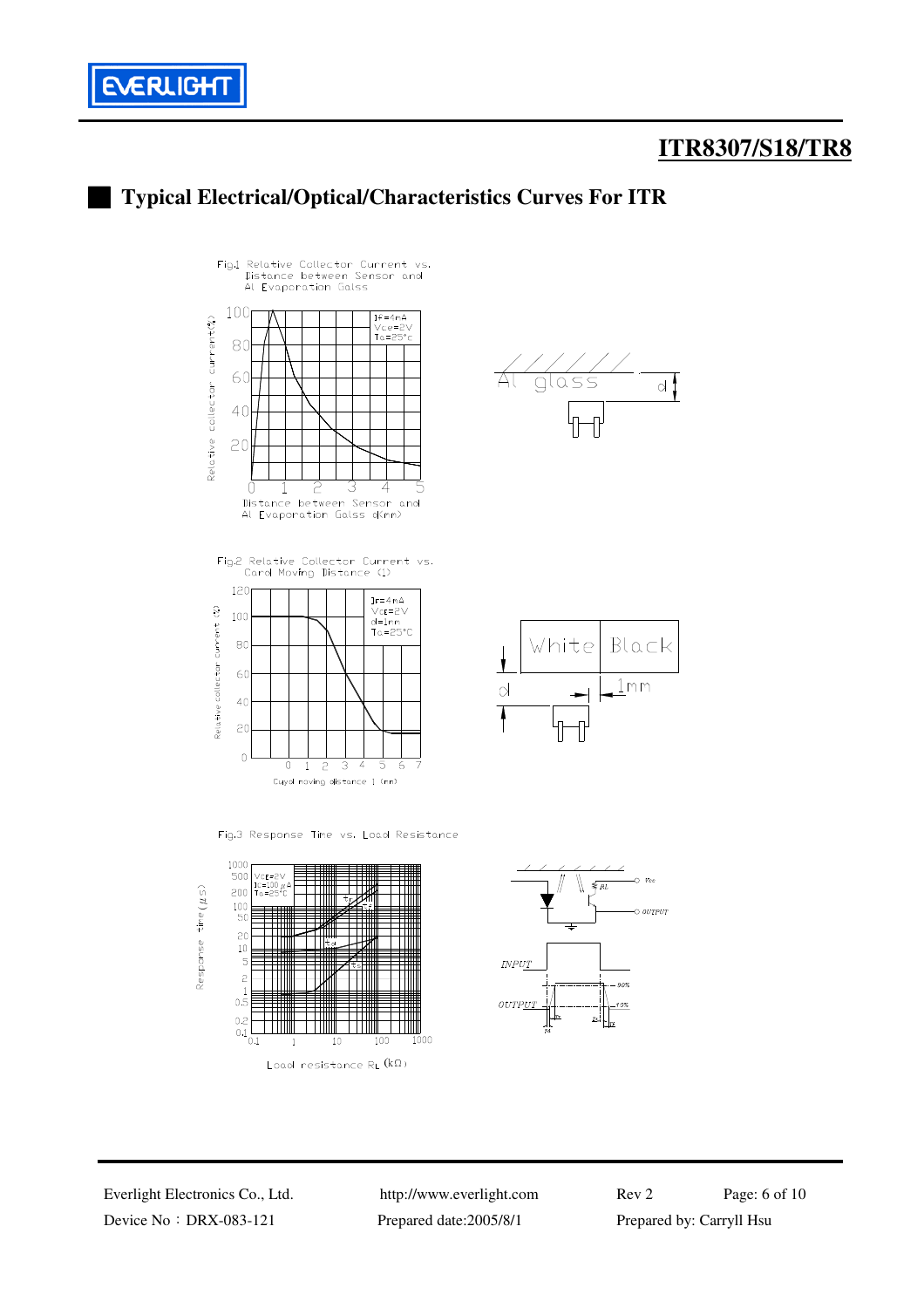## Typical Electrical/Optical/Characteristics Curves For ITR

Fig.1 Relative Collector Current vs. Distance between Sensor and Al Evaporation Galss

Fig.2 Relative Collector Current vs. Card Moving Distance (l)

Fig.3 Response Time vs. Load Resistance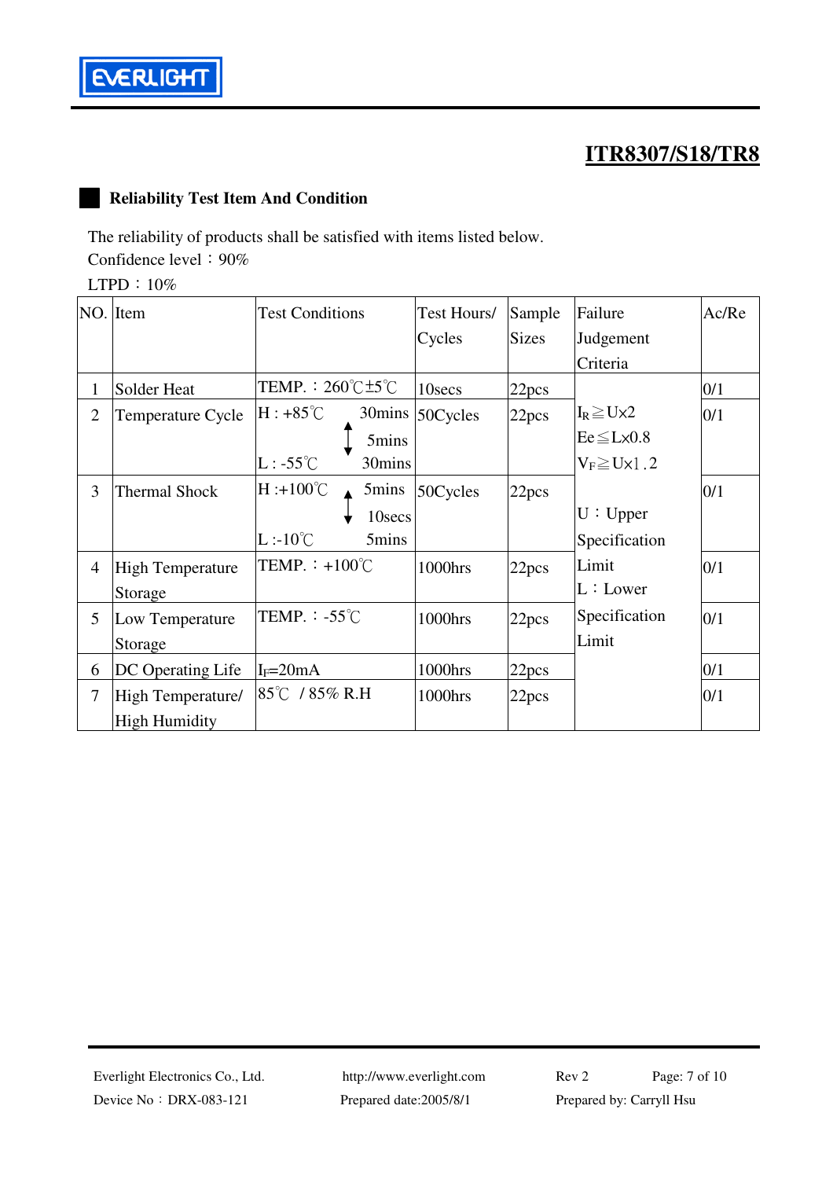## ITR8307/S18/TR8

### Reliability Test Item And Condition

The reliability of products shall be satisfied with items listed below.
Confidence level：90%
LTPD：10%

| NO. | Item | Test Conditions | Test Hours/ Cycles | Sample Sizes | Failure Judgement Criteria | Ac/Re |
|---|---|---|---|---|---|---|
| 1 | Solder Heat | TEMP.：260℃±5℃ | 10secs | 22pcs | $I_R \geqq U \times 2$<br>$Ee \leqq L \times 0.8$<br>$V_F \geqq U \times 1.2$<br><br>U：Upper Specification Limit<br>L：Lower Specification Limit | 0/1 |
| 2 | Temperature Cycle | H : +85℃ 30mins<br>↕ 5mins<br>L : -55℃ 30mins | 50Cycles | 22pcs | | 0/1 |
| 3 | Thermal Shock | H :+100℃ 5mins<br>↕ 10secs<br>L :-10℃ 5mins | 50Cycles | 22pcs | | 0/1 |
| 4 | High Temperature Storage | TEMP.：+100℃ | 1000hrs | 22pcs | | 0/1 |
| 5 | Low Temperature Storage | TEMP.：-55℃ | 1000hrs | 22pcs | | 0/1 |
| 6 | DC Operating Life | $I_F$=20mA | 1000hrs | 22pcs | | 0/1 |
| 7 | High Temperature/ High Humidity | 85℃ / 85% R.H | 1000hrs | 22pcs | | 0/1 |

Everlight Electronics Co., Ltd. http://www.everlight.com Rev 2
Device No：DRX-083-121 Prepared date:2005/8/1 Prepared by: Carryll Hsu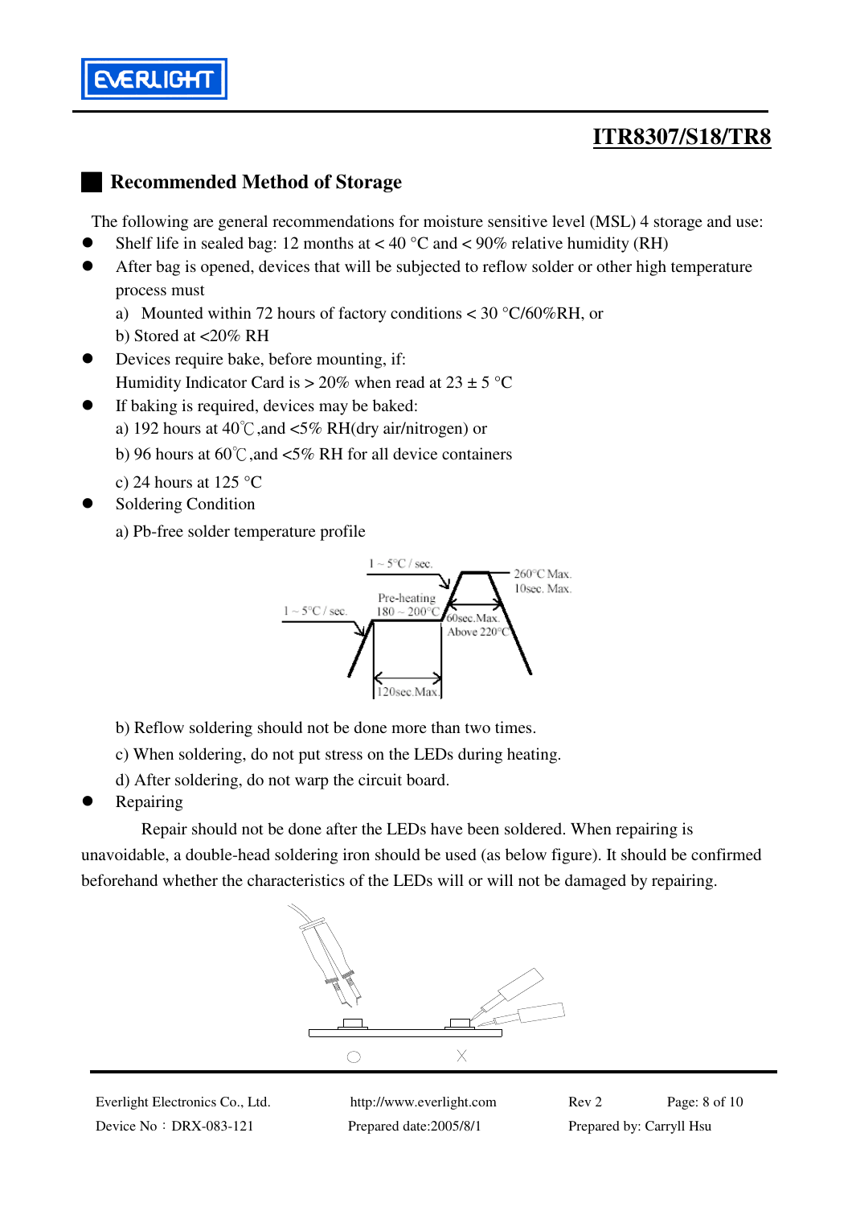## Recommended Method of Storage

The following are general recommendations for moisture sensitive level (MSL) 4 storage and use:

- Shelf life in sealed bag: 12 months at < 40 °C and < 90% relative humidity (RH)
- After bag is opened, devices that will be subjected to reflow solder or other high temperature process must
  a) Mounted within 72 hours of factory conditions < 30 °C/60%RH, or
  b) Stored at <20% RH
- Devices require bake, before mounting, if:
  Humidity Indicator Card is > 20% when read at 23 ± 5 °C
- If baking is required, devices may be baked:
  a) 192 hours at 40℃,and <5% RH(dry air/nitrogen) or
  b) 96 hours at 60℃,and <5% RH for all device containers
  c) 24 hours at 125 °C
- Soldering Condition
  a) Pb-free solder temperature profile

  1 ~ 5°C / sec.
  1 ~ 5°C / sec.
  Pre-heating 180 ~ 200°C
  260°C Max. 10sec. Max.
  60sec.Max. Above 220°C
  120sec.Max.

  b) Reflow soldering should not be done more than two times.
  c) When soldering, do not put stress on the LEDs during heating.
  d) After soldering, do not warp the circuit board.
- Repairing

Repair should not be done after the LEDs have been soldered. When repairing is unavoidable, a double-head soldering iron should be used (as below figure). It should be confirmed beforehand whether the characteristics of the LEDs will or will not be damaged by repairing.

○ X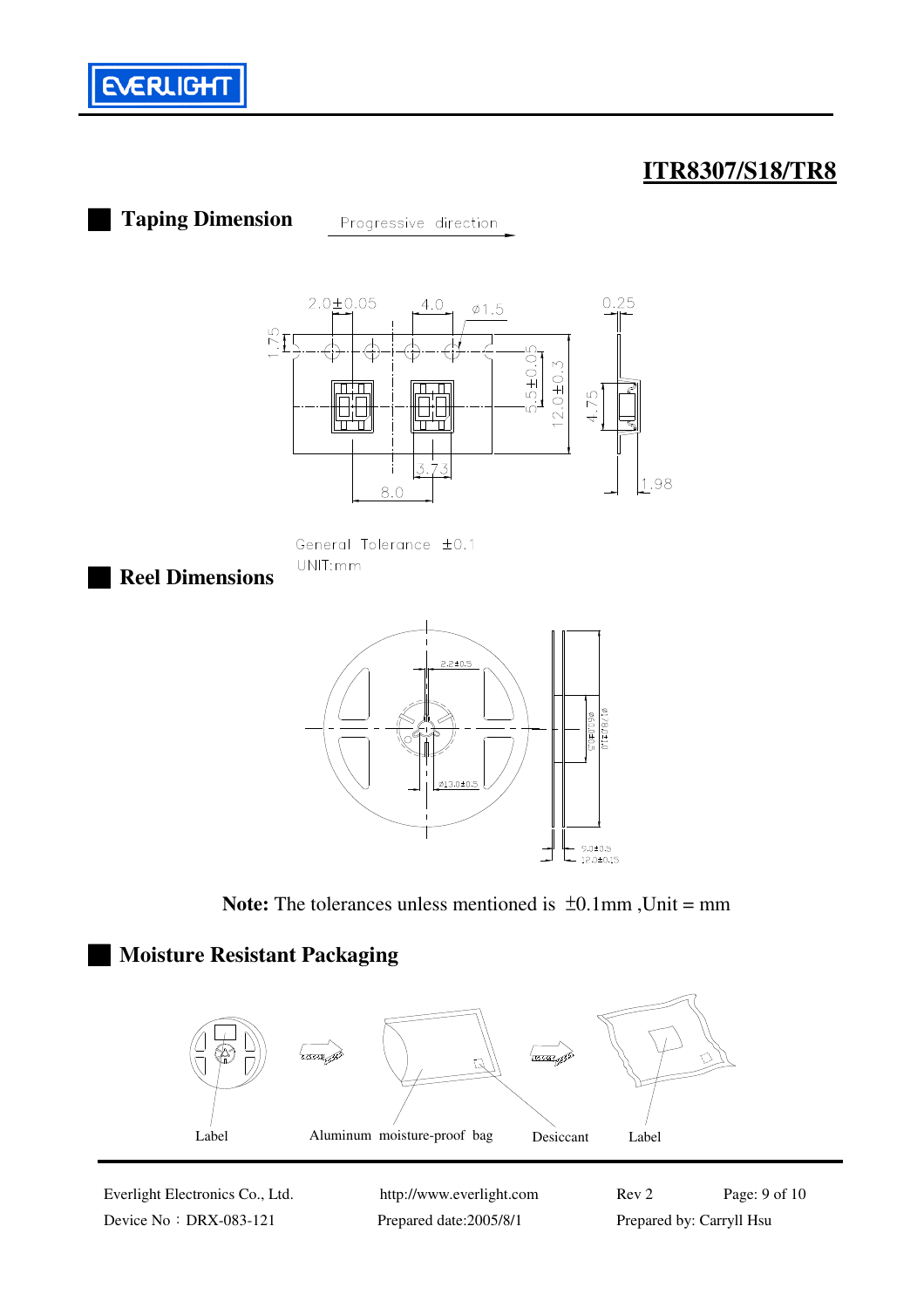# ITR8307/S18/TR8

## Taping Dimension

Progressive direction

2.0±0.05 4.0 ø1.5 0.25

1.75 5.5±0.05 12.0±0.3 4.75

3.73 8.0 1.98

General Tolerance ±0.1
UNIT:mm

## Reel Dimensions

2.2±0.5
ø13.0±0.5
ø60.0±0.5
ø178±1.0
9.0±0.5
12.0±0.15

**Note:** The tolerances unless mentioned is ±0.1mm ,Unit = mm

## Moisture Resistant Packaging

Label Aluminum moisture-proof bag Desiccant Label

Everlight Electronics Co., Ltd. http://www.everlight.com Rev 2
Device No：DRX-083-121 Prepared date:2005/8/1 Prepared by: Carryll Hsu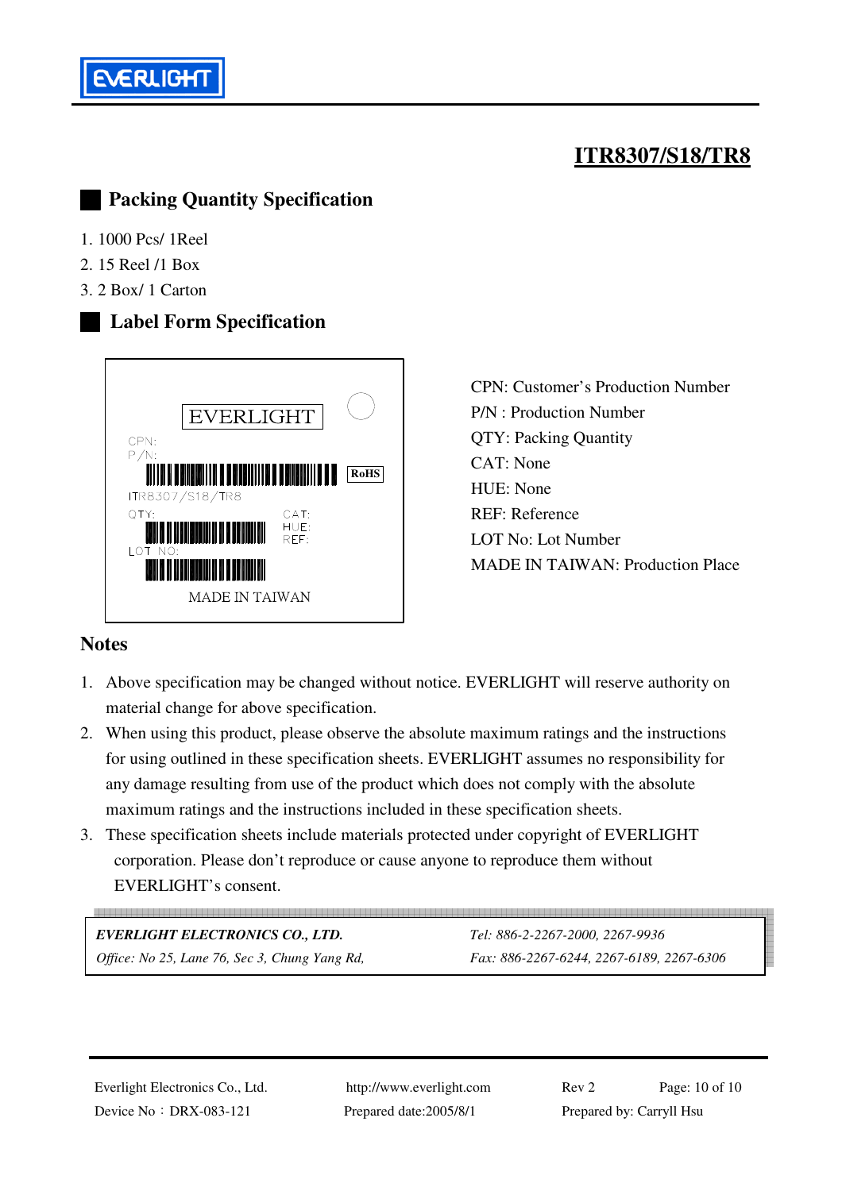# ITR8307/S18/TR8

## Packing Quantity Specification

1. 1000 Pcs/ 1Reel
2. 15 Reel /1 Box
3. 2 Box/ 1 Carton

## Label Form Specification

EVERLIGHT

CPN:

P/N:

RoHS

ITR8307/S18/TR8

QTY:

CAT:

HUE:

REF:

LOT NO:

MADE IN TAIWAN

CPN: Customer's Production Number

P/N : Production Number

QTY: Packing Quantity

CAT: None

HUE: None

REF: Reference

LOT No: Lot Number

MADE IN TAIWAN: Production Place

## Notes

1. Above specification may be changed without notice. EVERLIGHT will reserve authority on material change for above specification.
2. When using this product, please observe the absolute maximum ratings and the instructions for using outlined in these specification sheets. EVERLIGHT assumes no responsibility for any damage resulting from use of the product which does not comply with the absolute maximum ratings and the instructions included in these specification sheets.
3. These specification sheets include materials protected under copyright of EVERLIGHT corporation. Please don't reproduce or cause anyone to reproduce them without EVERLIGHT's consent.

| | |
|---|---|
| ***EVERLIGHT ELECTRONICS CO., LTD.*** | *Tel: 886-2-2267-2000, 2267-9936* |
| *Office: No 25, Lane 76, Sec 3, Chung Yang Rd,* | *Fax: 886-2267-6244, 2267-6189, 2267-6306* |